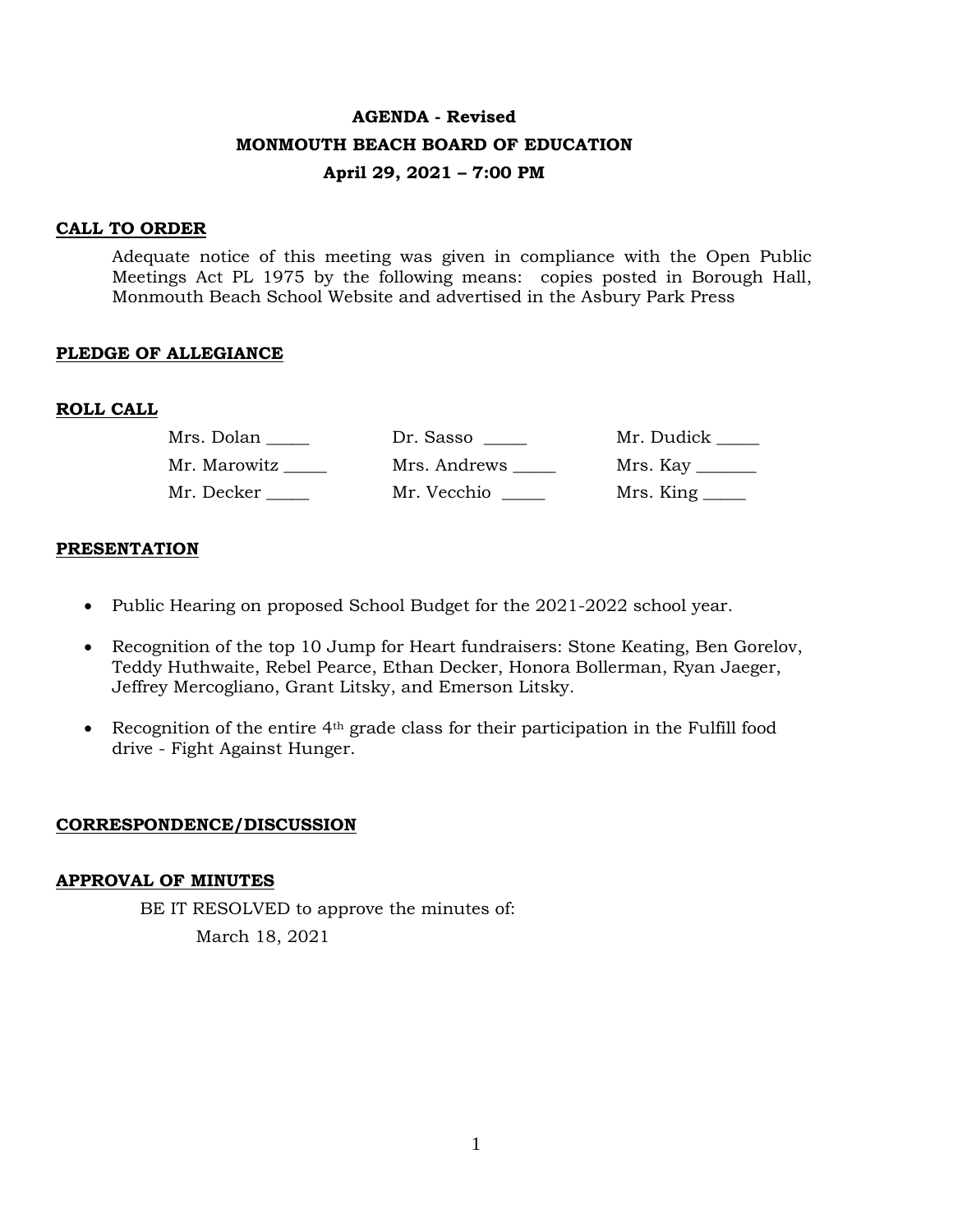**AGENDA - Revised**

**MONMOUTH BEACH BOARD OF EDUCATION**

**April 29, 2021 – 7:00 PM**

**CALL TO ORDER**

Adequate notice of this meeting was given in compliance with the Open Public Meetings Act PL 1975 by the following means: copies posted in Borough Hall, Monmouth Beach School Website and advertised in the Asbury Park Press

**PLEDGE OF ALLEGIANCE**

**ROLL CALL**

| | | |
|---|---|---|
| Mrs. Dolan _____ | Dr. Sasso _____ | Mr. Dudick _____ |
| Mr. Marowitz _____ | Mrs. Andrews _____ | Mrs. Kay _______ |
| Mr. Decker _____ | Mr. Vecchio _____ | Mrs. King _____ |

**PRESENTATION**

- Public Hearing on proposed School Budget for the 2021-2022 school year.
- Recognition of the top 10 Jump for Heart fundraisers: Stone Keating, Ben Gorelov, Teddy Huthwaite, Rebel Pearce, Ethan Decker, Honora Bollerman, Ryan Jaeger, Jeffrey Mercogliano, Grant Litsky, and Emerson Litsky.
- Recognition of the entire 4th grade class for their participation in the Fulfill food drive - Fight Against Hunger.

**CORRESPONDENCE/DISCUSSION**

**APPROVAL OF MINUTES**

BE IT RESOLVED to approve the minutes of:

March 18, 2021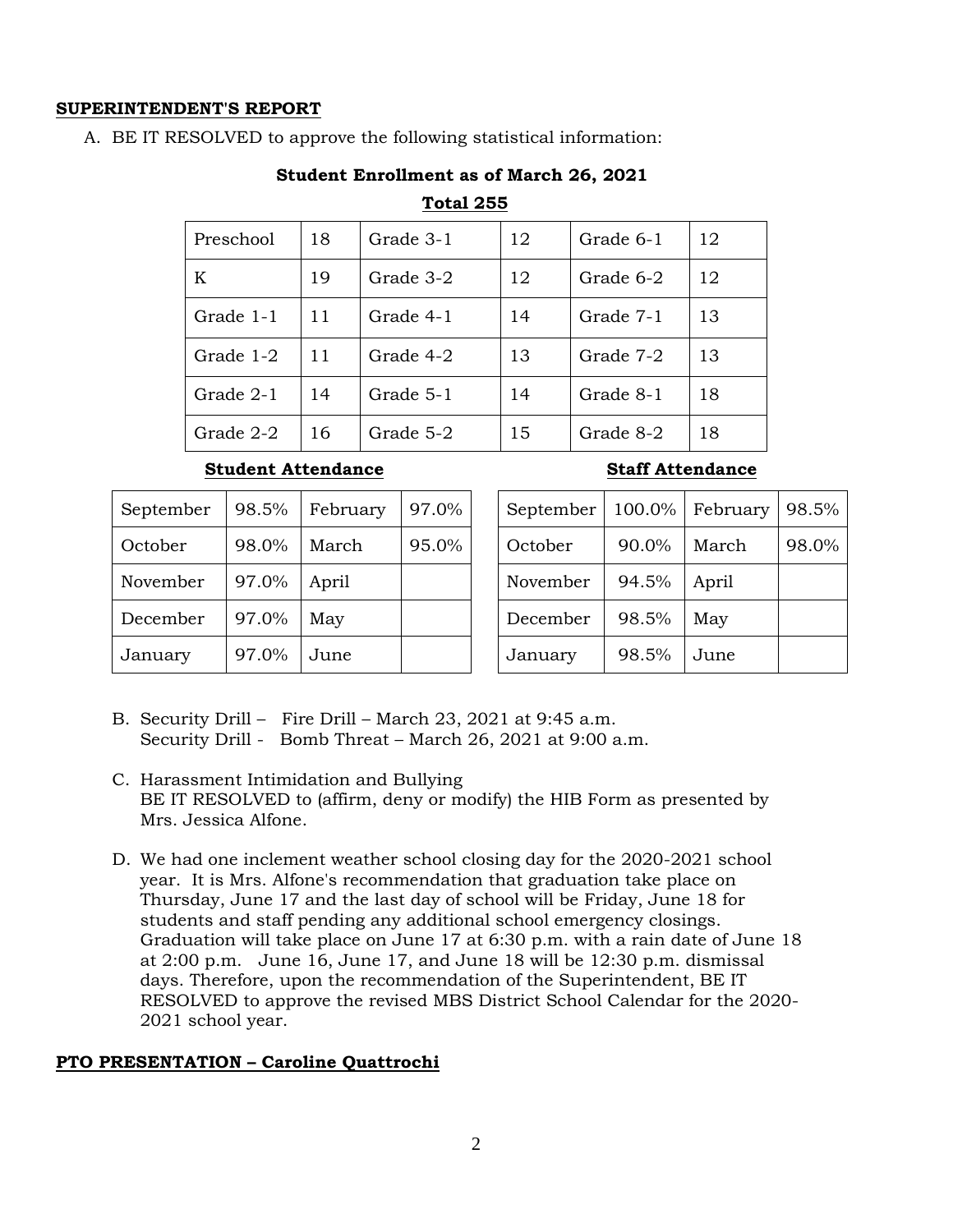**SUPERINTENDENT'S REPORT**

A. BE IT RESOLVED to approve the following statistical information:

**Student Enrollment as of March 26, 2021**

**Total 255**

| Preschool | 18 | Grade 3-1 | 12 | Grade 6-1 | 12 |
|---|---|---|---|---|---|
| K | 19 | Grade 3-2 | 12 | Grade 6-2 | 12 |
| Grade 1-1 | 11 | Grade 4-1 | 14 | Grade 7-1 | 13 |
| Grade 1-2 | 11 | Grade 4-2 | 13 | Grade 7-2 | 13 |
| Grade 2-1 | 14 | Grade 5-1 | 14 | Grade 8-1 | 18 |
| Grade 2-2 | 16 | Grade 5-2 | 15 | Grade 8-2 | 18 |

**Student Attendance**

| September | 98.5% | February | 97.0% |
|---|---|---|---|
| October | 98.0% | March | 95.0% |
| November | 97.0% | April | |
| December | 97.0% | May | |
| January | 97.0% | June | |

**Staff Attendance**

| September | 100.0% | February | 98.5% |
|---|---|---|---|
| October | 90.0% | March | 98.0% |
| November | 94.5% | April | |
| December | 98.5% | May | |
| January | 98.5% | June | |

B. Security Drill – Fire Drill – March 23, 2021 at 9:45 a.m.
Security Drill - Bomb Threat – March 26, 2021 at 9:00 a.m.

C. Harassment Intimidation and Bullying
BE IT RESOLVED to (affirm, deny or modify) the HIB Form as presented by Mrs. Jessica Alfone.

D. We had one inclement weather school closing day for the 2020-2021 school year. It is Mrs. Alfone's recommendation that graduation take place on Thursday, June 17 and the last day of school will be Friday, June 18 for students and staff pending any additional school emergency closings. Graduation will take place on June 17 at 6:30 p.m. with a rain date of June 18 at 2:00 p.m. June 16, June 17, and June 18 will be 12:30 p.m. dismissal days. Therefore, upon the recommendation of the Superintendent, BE IT RESOLVED to approve the revised MBS District School Calendar for the 2020-2021 school year.

**PTO PRESENTATION – Caroline Quattrochi**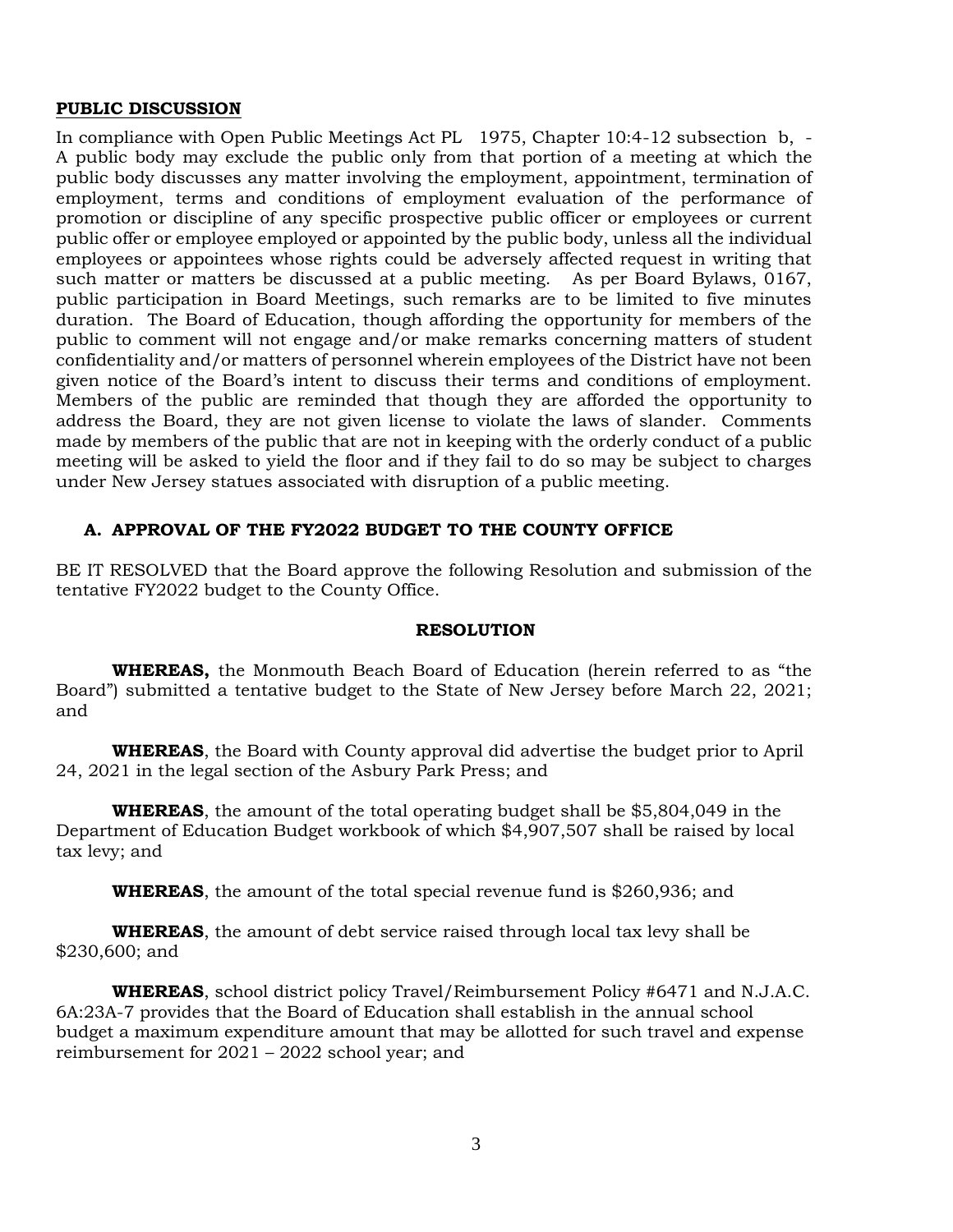**PUBLIC DISCUSSION**

In compliance with Open Public Meetings Act PL 1975, Chapter 10:4-12 subsection b, - A public body may exclude the public only from that portion of a meeting at which the public body discusses any matter involving the employment, appointment, termination of employment, terms and conditions of employment evaluation of the performance of promotion or discipline of any specific prospective public officer or employees or current public offer or employee employed or appointed by the public body, unless all the individual employees or appointees whose rights could be adversely affected request in writing that such matter or matters be discussed at a public meeting. As per Board Bylaws, 0167, public participation in Board Meetings, such remarks are to be limited to five minutes duration. The Board of Education, though affording the opportunity for members of the public to comment will not engage and/or make remarks concerning matters of student confidentiality and/or matters of personnel wherein employees of the District have not been given notice of the Board's intent to discuss their terms and conditions of employment. Members of the public are reminded that though they are afforded the opportunity to address the Board, they are not given license to violate the laws of slander. Comments made by members of the public that are not in keeping with the orderly conduct of a public meeting will be asked to yield the floor and if they fail to do so may be subject to charges under New Jersey statues associated with disruption of a public meeting.

**A. APPROVAL OF THE FY2022 BUDGET TO THE COUNTY OFFICE**

BE IT RESOLVED that the Board approve the following Resolution and submission of the tentative FY2022 budget to the County Office.

**RESOLUTION**

**WHEREAS,** the Monmouth Beach Board of Education (herein referred to as "the Board") submitted a tentative budget to the State of New Jersey before March 22, 2021; and

**WHEREAS**, the Board with County approval did advertise the budget prior to April 24, 2021 in the legal section of the Asbury Park Press; and

**WHEREAS**, the amount of the total operating budget shall be $5,804,049 in the Department of Education Budget workbook of which $4,907,507 shall be raised by local tax levy; and

**WHEREAS**, the amount of the total special revenue fund is $260,936; and

**WHEREAS**, the amount of debt service raised through local tax levy shall be $230,600; and

**WHEREAS**, school district policy Travel/Reimbursement Policy #6471 and N.J.A.C. 6A:23A-7 provides that the Board of Education shall establish in the annual school budget a maximum expenditure amount that may be allotted for such travel and expense reimbursement for 2021 – 2022 school year; and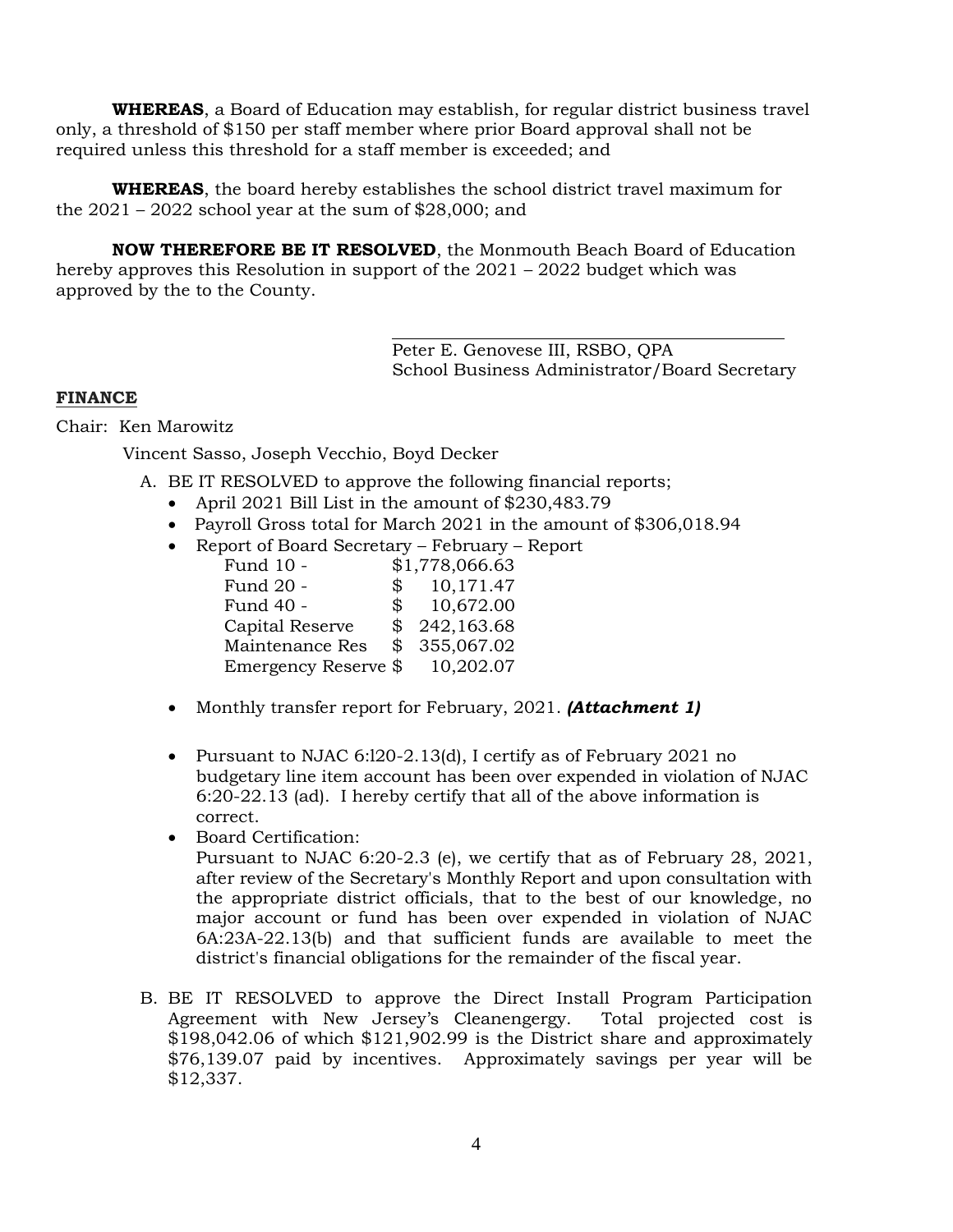**WHEREAS**, a Board of Education may establish, for regular district business travel only, a threshold of $150 per staff member where prior Board approval shall not be required unless this threshold for a staff member is exceeded; and

**WHEREAS**, the board hereby establishes the school district travel maximum for the 2021 – 2022 school year at the sum of $28,000; and

**NOW THEREFORE BE IT RESOLVED**, the Monmouth Beach Board of Education hereby approves this Resolution in support of the 2021 – 2022 budget which was approved by the to the County.

Peter E. Genovese III, RSBO, QPA
School Business Administrator/Board Secretary

**FINANCE**

Chair: Ken Marowitz

Vincent Sasso, Joseph Vecchio, Boyd Decker

A. BE IT RESOLVED to approve the following financial reports;
   - April 2021 Bill List in the amount of $230,483.79
   - Payroll Gross total for March 2021 in the amount of $306,018.94
   - Report of Board Secretary – February – Report

     | | |
     |---|---|
     | Fund 10 - | $1,778,066.63 |
     | Fund 20 - | $ 10,171.47 |
     | Fund 40 - | $ 10,672.00 |
     | Capital Reserve | $ 242,163.68 |
     | Maintenance Res | $ 355,067.02 |
     | Emergency Reserve | $ 10,202.07 |

   - Monthly transfer report for February, 2021. ***(Attachment 1)***
   - Pursuant to NJAC 6:l20-2.13(d), I certify as of February 2021 no budgetary line item account has been over expended in violation of NJAC 6:20-22.13 (ad). I hereby certify that all of the above information is correct.
   - Board Certification:
     Pursuant to NJAC 6:20-2.3 (e), we certify that as of February 28, 2021, after review of the Secretary's Monthly Report and upon consultation with the appropriate district officials, that to the best of our knowledge, no major account or fund has been over expended in violation of NJAC 6A:23A-22.13(b) and that sufficient funds are available to meet the district's financial obligations for the remainder of the fiscal year.

B. BE IT RESOLVED to approve the Direct Install Program Participation Agreement with New Jersey's Cleanengergy. Total projected cost is $198,042.06 of which $121,902.99 is the District share and approximately $76,139.07 paid by incentives. Approximately savings per year will be $12,337.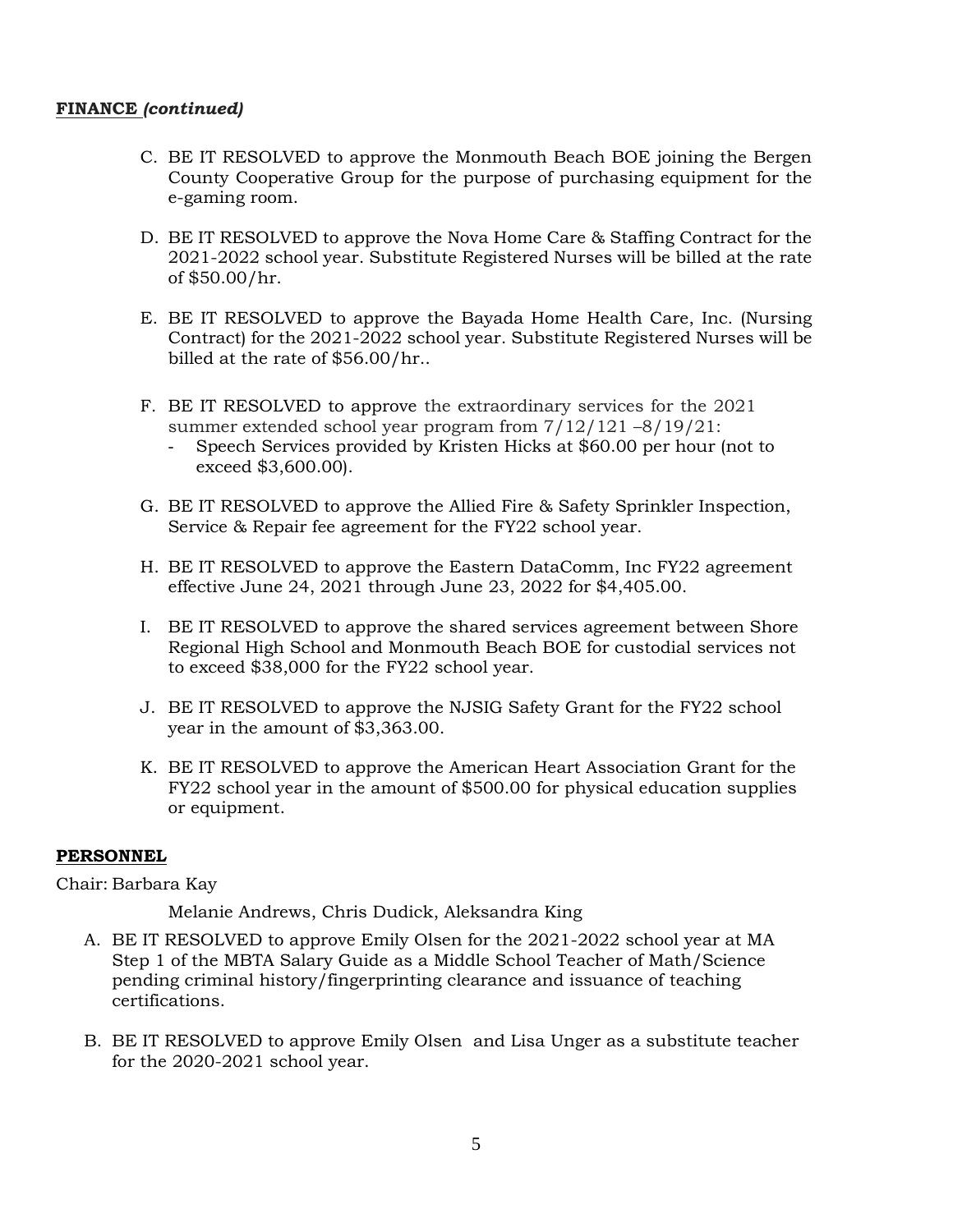**FINANCE *(continued)***

C. BE IT RESOLVED to approve the Monmouth Beach BOE joining the Bergen County Cooperative Group for the purpose of purchasing equipment for the e-gaming room.

D. BE IT RESOLVED to approve the Nova Home Care & Staffing Contract for the 2021-2022 school year. Substitute Registered Nurses will be billed at the rate of $50.00/hr.

E. BE IT RESOLVED to approve the Bayada Home Health Care, Inc. (Nursing Contract) for the 2021-2022 school year. Substitute Registered Nurses will be billed at the rate of $56.00/hr..

F. BE IT RESOLVED to approve the extraordinary services for the 2021 summer extended school year program from 7/12/121 –8/19/21:
   - Speech Services provided by Kristen Hicks at $60.00 per hour (not to exceed $3,600.00).

G. BE IT RESOLVED to approve the Allied Fire & Safety Sprinkler Inspection, Service & Repair fee agreement for the FY22 school year.

H. BE IT RESOLVED to approve the Eastern DataComm, Inc FY22 agreement effective June 24, 2021 through June 23, 2022 for $4,405.00.

I. BE IT RESOLVED to approve the shared services agreement between Shore Regional High School and Monmouth Beach BOE for custodial services not to exceed $38,000 for the FY22 school year.

J. BE IT RESOLVED to approve the NJSIG Safety Grant for the FY22 school year in the amount of $3,363.00.

K. BE IT RESOLVED to approve the American Heart Association Grant for the FY22 school year in the amount of $500.00 for physical education supplies or equipment.

**PERSONNEL**

Chair: Barbara Kay

Melanie Andrews, Chris Dudick, Aleksandra King

A. BE IT RESOLVED to approve Emily Olsen for the 2021-2022 school year at MA Step 1 of the MBTA Salary Guide as a Middle School Teacher of Math/Science pending criminal history/fingerprinting clearance and issuance of teaching certifications.

B. BE IT RESOLVED to approve Emily Olsen and Lisa Unger as a substitute teacher for the 2020-2021 school year.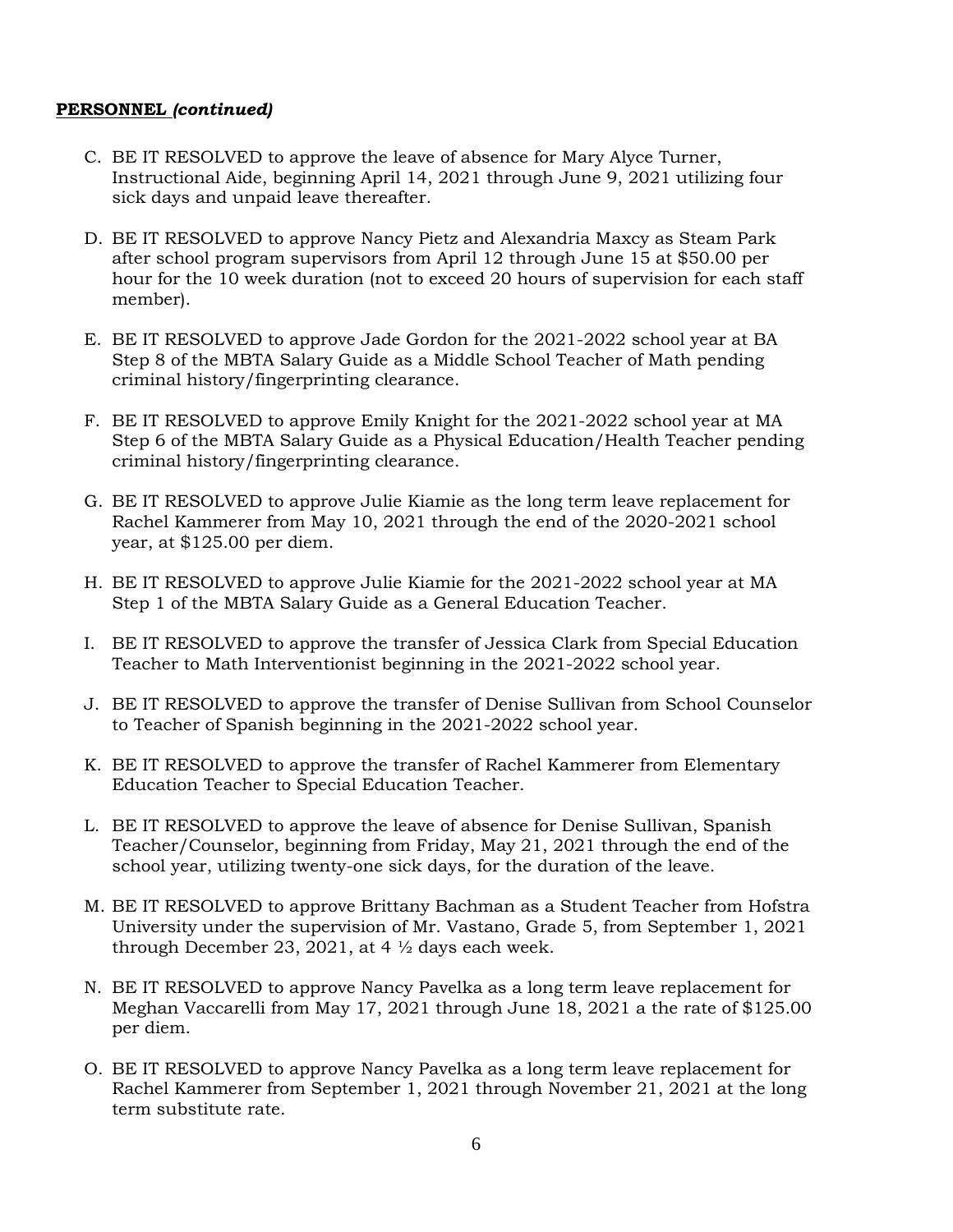**PERSONNEL** ***(continued)***

C. BE IT RESOLVED to approve the leave of absence for Mary Alyce Turner, Instructional Aide, beginning April 14, 2021 through June 9, 2021 utilizing four sick days and unpaid leave thereafter.

D. BE IT RESOLVED to approve Nancy Pietz and Alexandria Maxcy as Steam Park after school program supervisors from April 12 through June 15 at $50.00 per hour for the 10 week duration (not to exceed 20 hours of supervision for each staff member).

E. BE IT RESOLVED to approve Jade Gordon for the 2021-2022 school year at BA Step 8 of the MBTA Salary Guide as a Middle School Teacher of Math pending criminal history/fingerprinting clearance.

F. BE IT RESOLVED to approve Emily Knight for the 2021-2022 school year at MA Step 6 of the MBTA Salary Guide as a Physical Education/Health Teacher pending criminal history/fingerprinting clearance.

G. BE IT RESOLVED to approve Julie Kiamie as the long term leave replacement for Rachel Kammerer from May 10, 2021 through the end of the 2020-2021 school year, at $125.00 per diem.

H. BE IT RESOLVED to approve Julie Kiamie for the 2021-2022 school year at MA Step 1 of the MBTA Salary Guide as a General Education Teacher.

I. BE IT RESOLVED to approve the transfer of Jessica Clark from Special Education Teacher to Math Interventionist beginning in the 2021-2022 school year.

J. BE IT RESOLVED to approve the transfer of Denise Sullivan from School Counselor to Teacher of Spanish beginning in the 2021-2022 school year.

K. BE IT RESOLVED to approve the transfer of Rachel Kammerer from Elementary Education Teacher to Special Education Teacher.

L. BE IT RESOLVED to approve the leave of absence for Denise Sullivan, Spanish Teacher/Counselor, beginning from Friday, May 21, 2021 through the end of the school year, utilizing twenty-one sick days, for the duration of the leave.

M. BE IT RESOLVED to approve Brittany Bachman as a Student Teacher from Hofstra University under the supervision of Mr. Vastano, Grade 5, from September 1, 2021 through December 23, 2021, at 4 ½ days each week.

N. BE IT RESOLVED to approve Nancy Pavelka as a long term leave replacement for Meghan Vaccarelli from May 17, 2021 through June 18, 2021 a the rate of $125.00 per diem.

O. BE IT RESOLVED to approve Nancy Pavelka as a long term leave replacement for Rachel Kammerer from September 1, 2021 through November 21, 2021 at the long term substitute rate.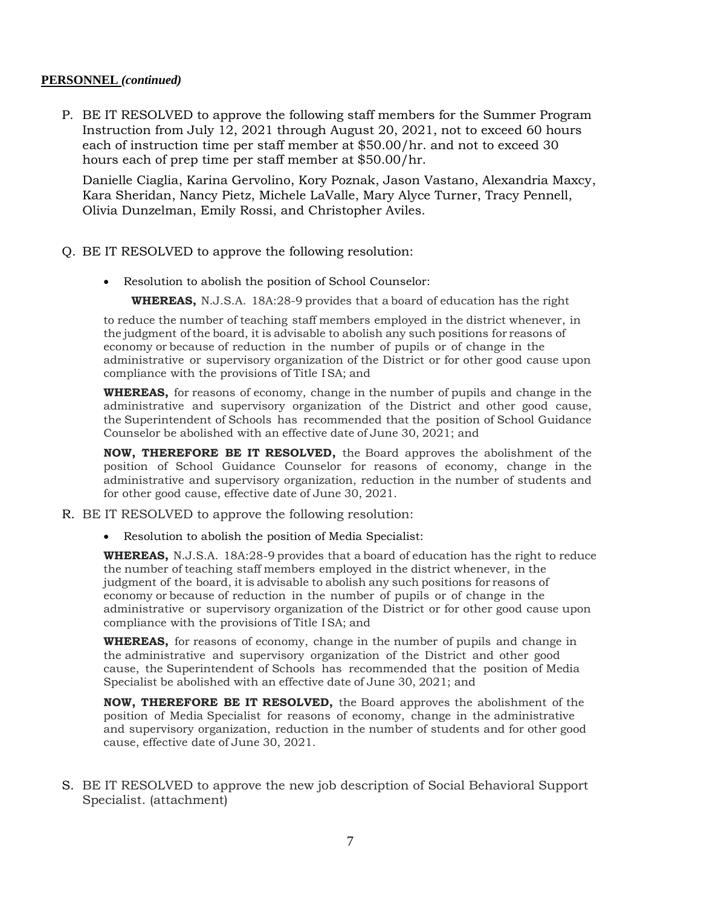**PERSONNEL** ***(continued)***

P. BE IT RESOLVED to approve the following staff members for the Summer Program Instruction from July 12, 2021 through August 20, 2021, not to exceed 60 hours each of instruction time per staff member at $50.00/hr. and not to exceed 30 hours each of prep time per staff member at $50.00/hr.

   Danielle Ciaglia, Karina Gervolino, Kory Poznak, Jason Vastano, Alexandria Maxcy, Kara Sheridan, Nancy Pietz, Michele LaValle, Mary Alyce Turner, Tracy Pennell, Olivia Dunzelman, Emily Rossi, and Christopher Aviles.

Q. BE IT RESOLVED to approve the following resolution:

   - Resolution to abolish the position of School Counselor:

   **WHEREAS,** N.J.S.A. 18A:28-9 provides that a board of education has the right to reduce the number of teaching staff members employed in the district whenever, in the judgment of the board, it is advisable to abolish any such positions for reasons of economy or because of reduction in the number of pupils or of change in the administrative or supervisory organization of the District or for other good cause upon compliance with the provisions of Title I SA; and

   **WHEREAS,** for reasons of economy, change in the number of pupils and change in the administrative and supervisory organization of the District and other good cause, the Superintendent of Schools has recommended that the position of School Guidance Counselor be abolished with an effective date of June 30, 2021; and

   **NOW, THEREFORE BE IT RESOLVED,** the Board approves the abolishment of the position of School Guidance Counselor for reasons of economy, change in the administrative and supervisory organization, reduction in the number of students and for other good cause, effective date of June 30, 2021.

R. BE IT RESOLVED to approve the following resolution:

   - Resolution to abolish the position of Media Specialist:

   **WHEREAS,** N.J.S.A. 18A:28-9 provides that a board of education has the right to reduce the number of teaching staff members employed in the district whenever, in the judgment of the board, it is advisable to abolish any such positions for reasons of economy or because of reduction in the number of pupils or of change in the administrative or supervisory organization of the District or for other good cause upon compliance with the provisions of Title I SA; and

   **WHEREAS,** for reasons of economy, change in the number of pupils and change in the administrative and supervisory organization of the District and other good cause, the Superintendent of Schools has recommended that the position of Media Specialist be abolished with an effective date of June 30, 2021; and

   **NOW, THEREFORE BE IT RESOLVED,** the Board approves the abolishment of the position of Media Specialist for reasons of economy, change in the administrative and supervisory organization, reduction in the number of students and for other good cause, effective date of June 30, 2021.

S. BE IT RESOLVED to approve the new job description of Social Behavioral Support Specialist. (attachment)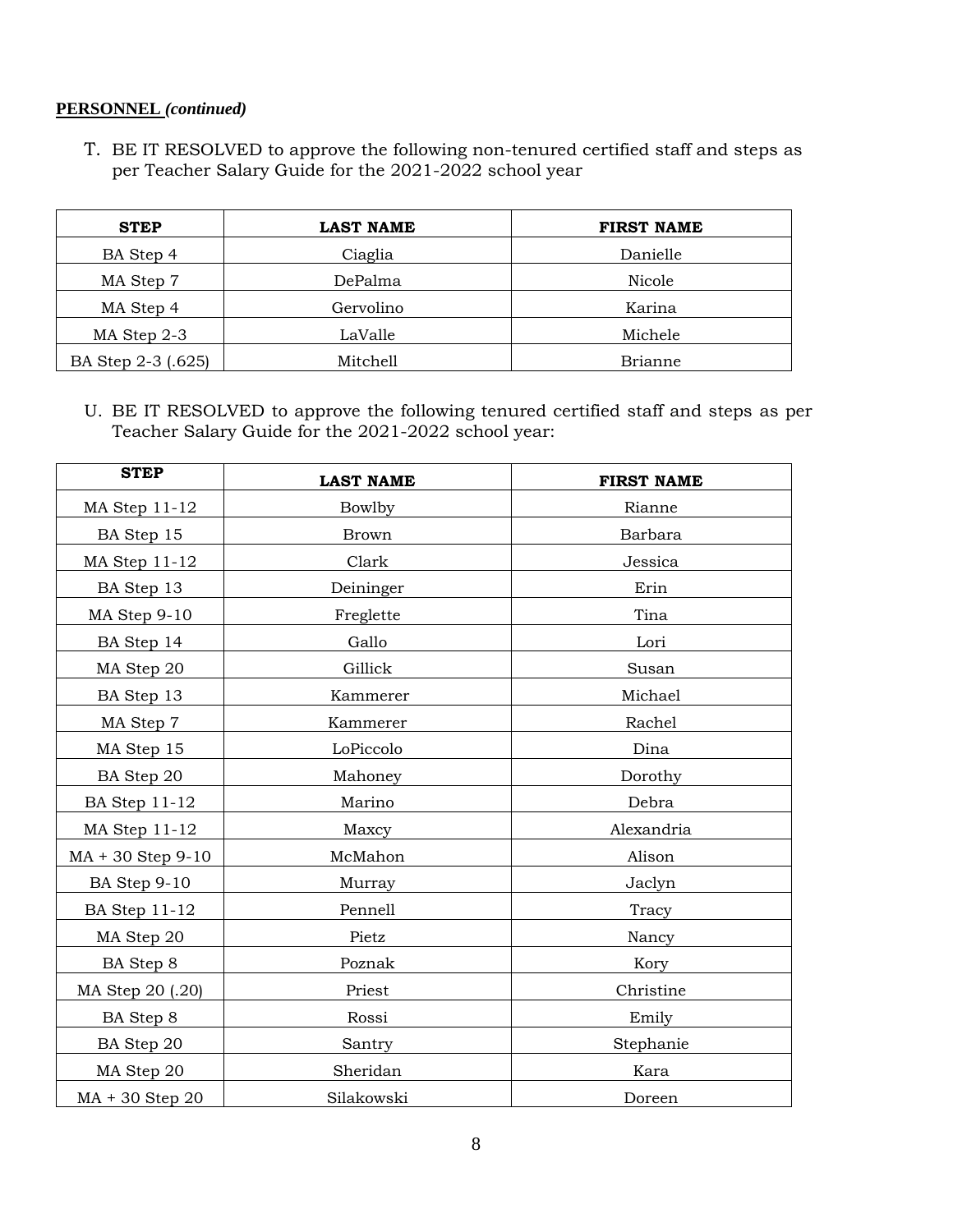**PERSONNEL** ***(continued)***

T. BE IT RESOLVED to approve the following non-tenured certified staff and steps as per Teacher Salary Guide for the 2021-2022 school year

| STEP | LAST NAME | FIRST NAME |
|---|---|---|
| BA Step 4 | Ciaglia | Danielle |
| MA Step 7 | DePalma | Nicole |
| MA Step 4 | Gervolino | Karina |
| MA Step 2-3 | LaValle | Michele |
| BA Step 2-3 (.625) | Mitchell | Brianne |

U. BE IT RESOLVED to approve the following tenured certified staff and steps as per Teacher Salary Guide for the 2021-2022 school year:

| STEP | LAST NAME | FIRST NAME |
|---|---|---|
| MA Step 11-12 | Bowlby | Rianne |
| BA Step 15 | Brown | Barbara |
| MA Step 11-12 | Clark | Jessica |
| BA Step 13 | Deininger | Erin |
| MA Step 9-10 | Freglette | Tina |
| BA Step 14 | Gallo | Lori |
| MA Step 20 | Gillick | Susan |
| BA Step 13 | Kammerer | Michael |
| MA Step 7 | Kammerer | Rachel |
| MA Step 15 | LoPiccolo | Dina |
| BA Step 20 | Mahoney | Dorothy |
| BA Step 11-12 | Marino | Debra |
| MA Step 11-12 | Maxcy | Alexandria |
| MA + 30 Step 9-10 | McMahon | Alison |
| BA Step 9-10 | Murray | Jaclyn |
| BA Step 11-12 | Pennell | Tracy |
| MA Step 20 | Pietz | Nancy |
| BA Step 8 | Poznak | Kory |
| MA Step 20 (.20) | Priest | Christine |
| BA Step 8 | Rossi | Emily |
| BA Step 20 | Santry | Stephanie |
| MA Step 20 | Sheridan | Kara |
| MA + 30 Step 20 | Silakowski | Doreen |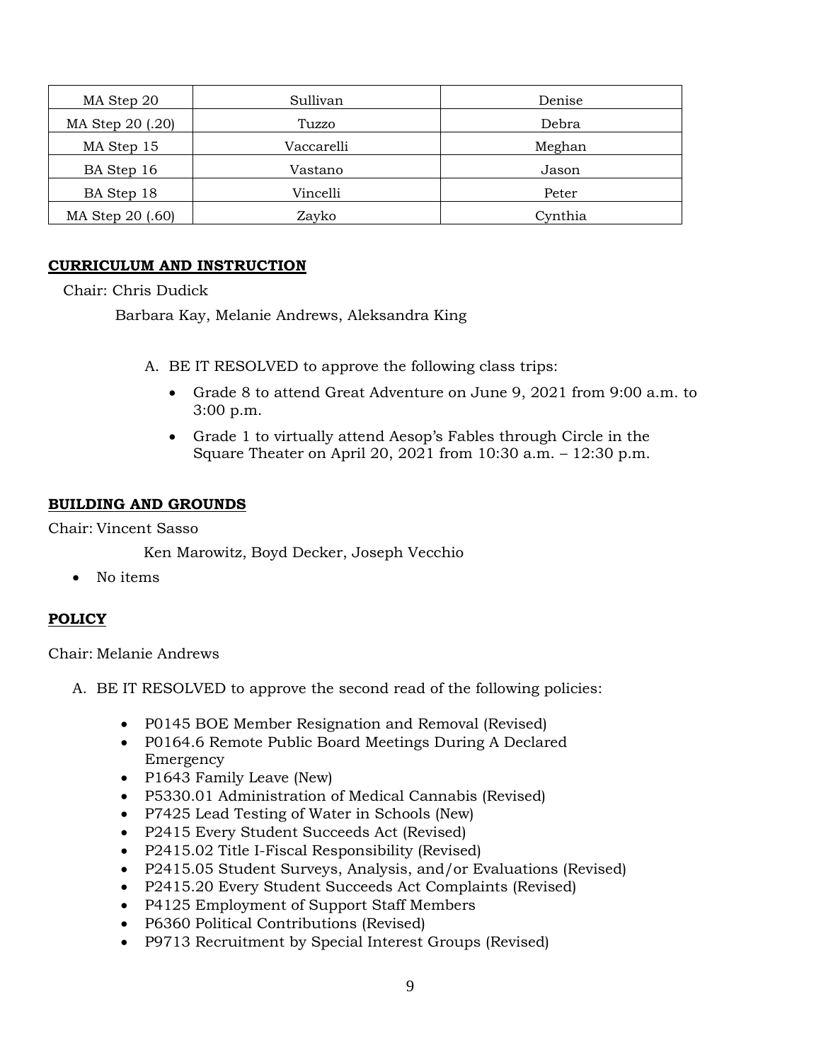| | | |
|---|---|---|
| MA Step 20 | Sullivan | Denise |
| MA Step 20 (.20) | Tuzzo | Debra |
| MA Step 15 | Vaccarelli | Meghan |
| BA Step 16 | Vastano | Jason |
| BA Step 18 | Vincelli | Peter |
| MA Step 20 (.60) | Zayko | Cynthia |

**CURRICULUM AND INSTRUCTION**

Chair: Chris Dudick

Barbara Kay, Melanie Andrews, Aleksandra King

A. BE IT RESOLVED to approve the following class trips:
- Grade 8 to attend Great Adventure on June 9, 2021 from 9:00 a.m. to 3:00 p.m.
- Grade 1 to virtually attend Aesop's Fables through Circle in the Square Theater on April 20, 2021 from 10:30 a.m. – 12:30 p.m.

**BUILDING AND GROUNDS**

Chair: Vincent Sasso

Ken Marowitz, Boyd Decker, Joseph Vecchio

- No items

**POLICY**

Chair: Melanie Andrews

A. BE IT RESOLVED to approve the second read of the following policies:
- P0145 BOE Member Resignation and Removal (Revised)
- P0164.6 Remote Public Board Meetings During A Declared Emergency
- P1643 Family Leave (New)
- P5330.01 Administration of Medical Cannabis (Revised)
- P7425 Lead Testing of Water in Schools (New)
- P2415 Every Student Succeeds Act (Revised)
- P2415.02 Title I-Fiscal Responsibility (Revised)
- P2415.05 Student Surveys, Analysis, and/or Evaluations (Revised)
- P2415.20 Every Student Succeeds Act Complaints (Revised)
- P4125 Employment of Support Staff Members
- P6360 Political Contributions (Revised)
- P9713 Recruitment by Special Interest Groups (Revised)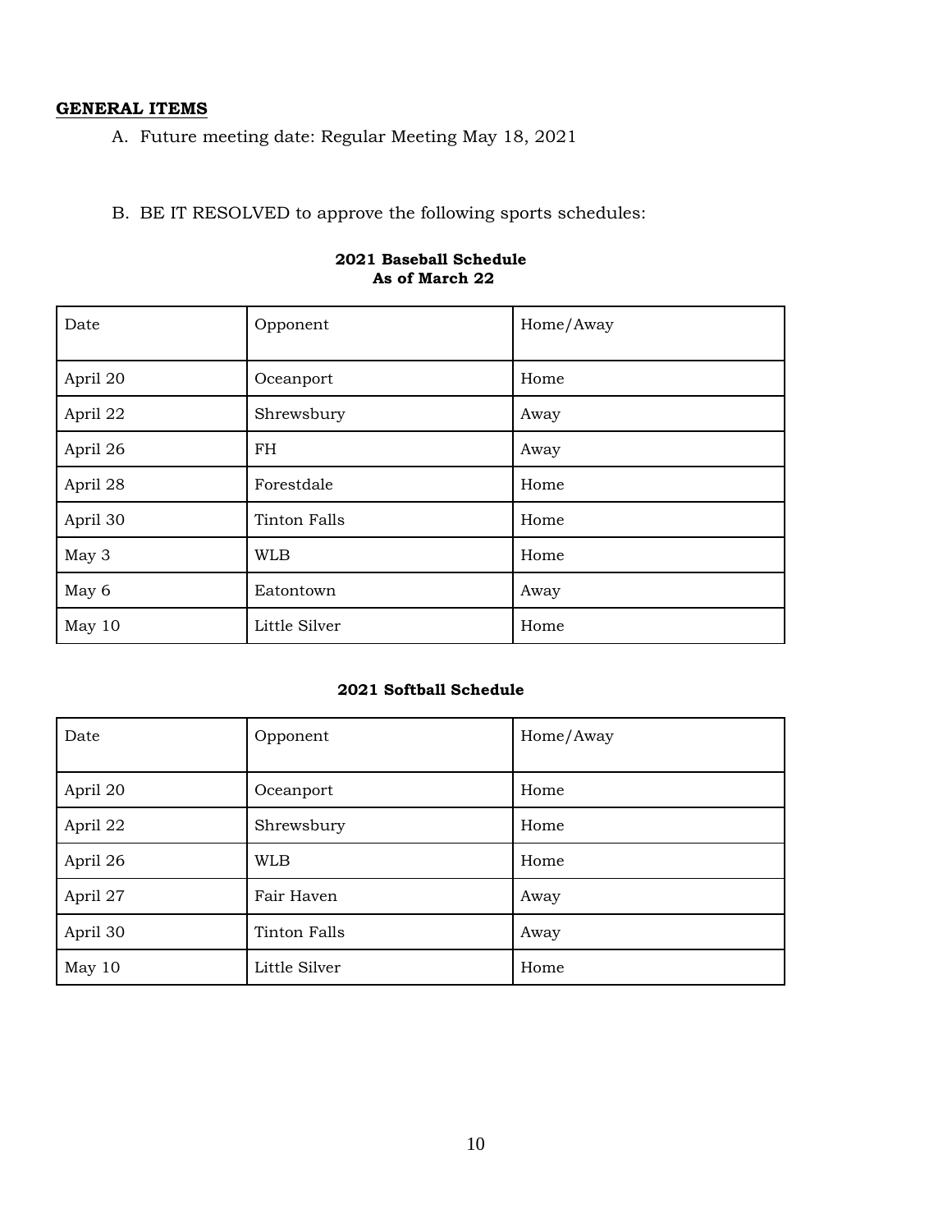## GENERAL ITEMS

A. Future meeting date: Regular Meeting May 18, 2021

B. BE IT RESOLVED to approve the following sports schedules:

**2021 Baseball Schedule**
**As of March 22**

| Date | Opponent | Home/Away |
|---|---|---|
| April 20 | Oceanport | Home |
| April 22 | Shrewsbury | Away |
| April 26 | FH | Away |
| April 28 | Forestdale | Home |
| April 30 | Tinton Falls | Home |
| May 3 | WLB | Home |
| May 6 | Eatontown | Away |
| May 10 | Little Silver | Home |

**2021 Softball Schedule**

| Date | Opponent | Home/Away |
|---|---|---|
| April 20 | Oceanport | Home |
| April 22 | Shrewsbury | Home |
| April 26 | WLB | Home |
| April 27 | Fair Haven | Away |
| April 30 | Tinton Falls | Away |
| May 10 | Little Silver | Home |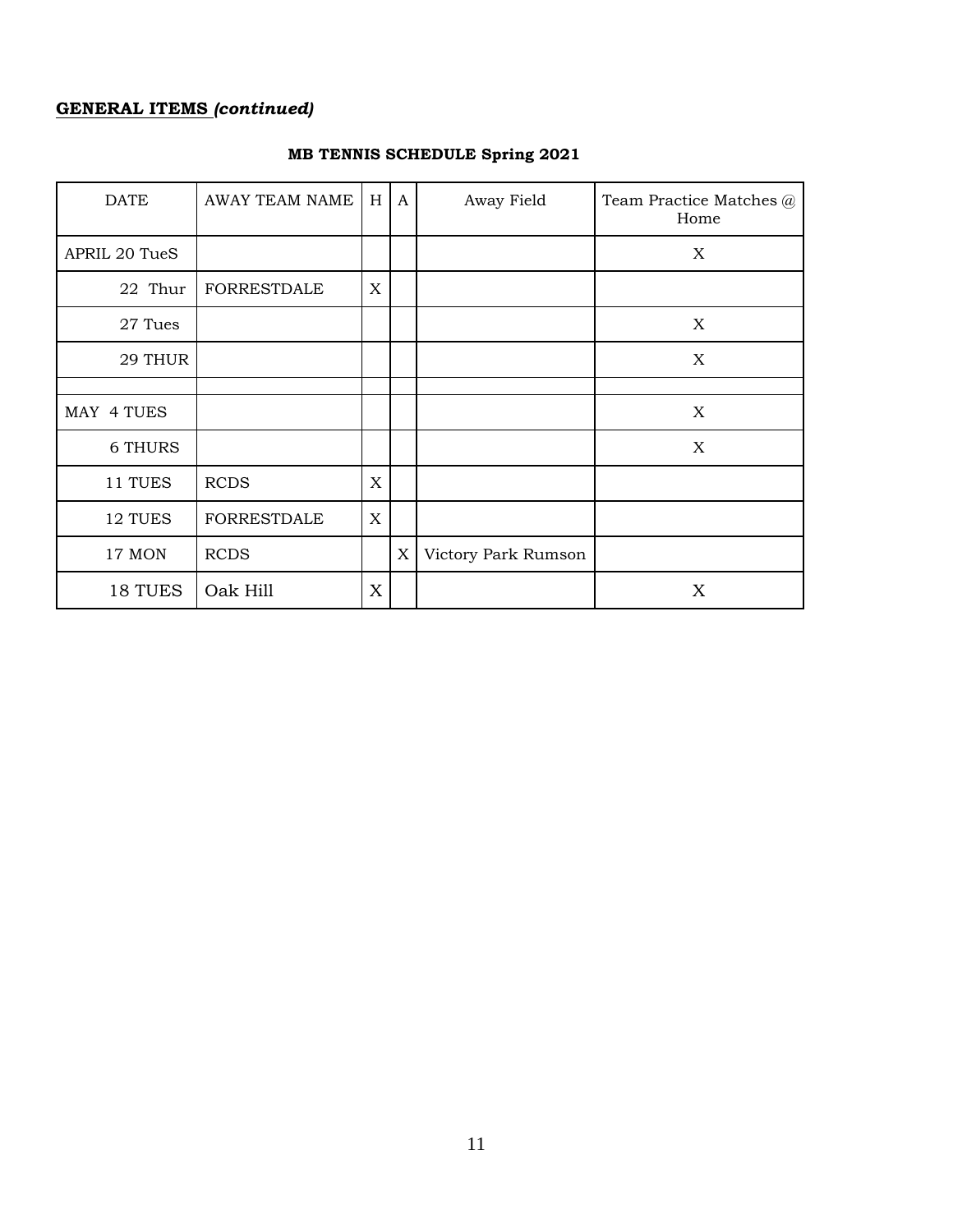**<u>GENERAL ITEMS</u>** ***(continued)***

**MB TENNIS SCHEDULE Spring 2021**

| DATE | AWAY TEAM NAME | H | A | Away Field | Team Practice Matches @ Home |
|---|---|---|---|---|---|
| APRIL 20 TueS | | | | | X |
| 22 Thur | FORRESTDALE | X | | | |
| 27 Tues | | | | | X |
| 29 THUR | | | | | X |
| | | | | | |
| MAY 4 TUES | | | | | X |
| 6 THURS | | | | | X |
| 11 TUES | RCDS | X | | | |
| 12 TUES | FORRESTDALE | X | | | |
| 17 MON | RCDS | | X | Victory Park Rumson | |
| 18 TUES | Oak Hill | X | | | X |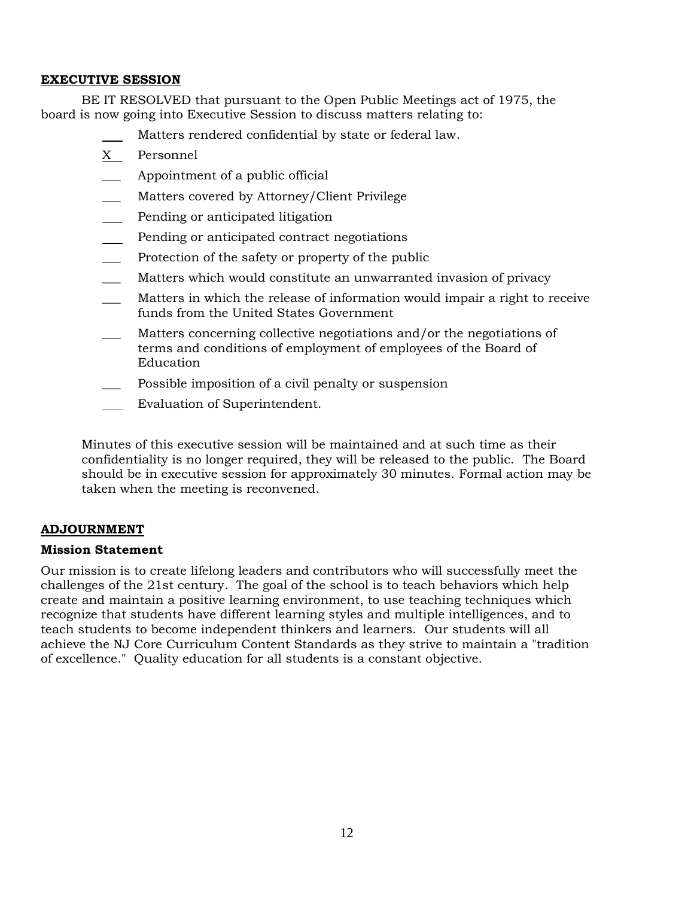**EXECUTIVE SESSION**

BE IT RESOLVED that pursuant to the Open Public Meetings act of 1975, the board is now going into Executive Session to discuss matters relating to:

- ___ Matters rendered confidential by state or federal law.
- X Personnel
- ___ Appointment of a public official
- ___ Matters covered by Attorney/Client Privilege
- ___ Pending or anticipated litigation
- ___ Pending or anticipated contract negotiations
- ___ Protection of the safety or property of the public
- ___ Matters which would constitute an unwarranted invasion of privacy
- ___ Matters in which the release of information would impair a right to receive funds from the United States Government
- ___ Matters concerning collective negotiations and/or the negotiations of terms and conditions of employment of employees of the Board of Education
- ___ Possible imposition of a civil penalty or suspension
- ___ Evaluation of Superintendent.

Minutes of this executive session will be maintained and at such time as their confidentiality is no longer required, they will be released to the public. The Board should be in executive session for approximately 30 minutes. Formal action may be taken when the meeting is reconvened.

**ADJOURNMENT**

**Mission Statement**

Our mission is to create lifelong leaders and contributors who will successfully meet the challenges of the 21st century. The goal of the school is to teach behaviors which help create and maintain a positive learning environment, to use teaching techniques which recognize that students have different learning styles and multiple intelligences, and to teach students to become independent thinkers and learners. Our students will all achieve the NJ Core Curriculum Content Standards as they strive to maintain a "tradition of excellence." Quality education for all students is a constant objective.